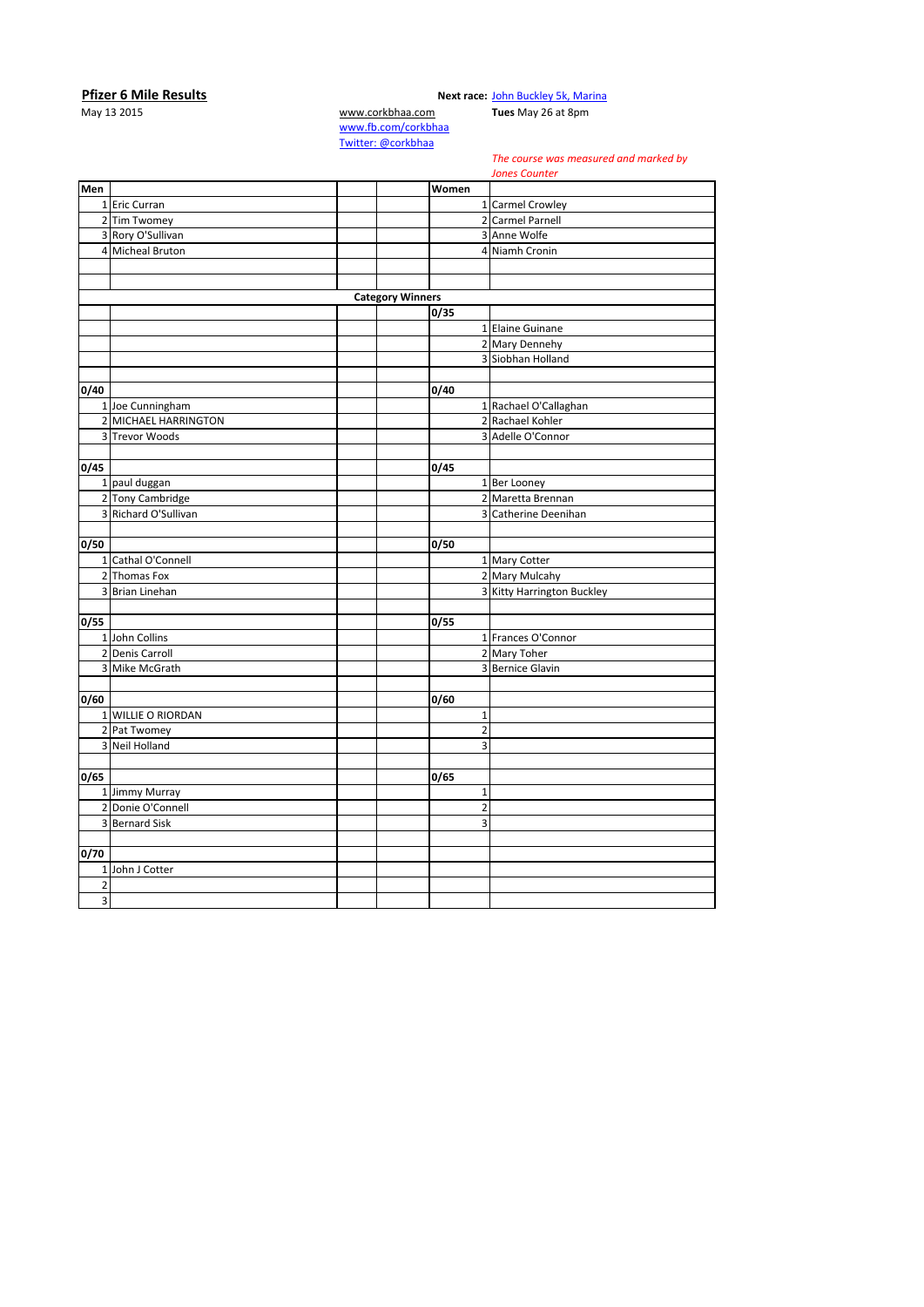**Pfizer 6 Mile Results**

May 13 2015

www.corkbhaa.com
www.fb.com/corkbhaa
Twitter: @corkbhaa

**Next race:** John Buckley 5k, Marina
**Tues** May 26 at 8pm

*The course was measured and marked by Jones Counter*

| Men | | | | Women | |
|---|---|---|---|---|---|
| 1 | Eric Curran | | | 1 | Carmel Crowley |
| 2 | Tim Twomey | | | 2 | Carmel Parnell |
| 3 | Rory O'Sullivan | | | 3 | Anne Wolfe |
| 4 | Micheal Bruton | | | 4 | Niamh Cronin |
| | | | | | |
| | | | | | |
| | | **Category Winners** | | | |
| | | | | **0/35** | |
| | | | | 1 | Elaine Guinane |
| | | | | 2 | Mary Dennehy |
| | | | | 3 | Siobhan Holland |
| | | | | | |
| **0/40** | | | | **0/40** | |
| 1 | Joe Cunningham | | | 1 | Rachael O'Callaghan |
| 2 | MICHAEL HARRINGTON | | | 2 | Rachael Kohler |
| 3 | Trevor Woods | | | 3 | Adelle O'Connor |
| | | | | | |
| **0/45** | | | | **0/45** | |
| 1 | paul duggan | | | 1 | Ber Looney |
| 2 | Tony Cambridge | | | 2 | Maretta Brennan |
| 3 | Richard O'Sullivan | | | 3 | Catherine Deenihan |
| | | | | | |
| **0/50** | | | | **0/50** | |
| 1 | Cathal O'Connell | | | 1 | Mary Cotter |
| 2 | Thomas Fox | | | 2 | Mary Mulcahy |
| 3 | Brian Linehan | | | 3 | Kitty Harrington Buckley |
| | | | | | |
| **0/55** | | | | **0/55** | |
| 1 | John Collins | | | 1 | Frances O'Connor |
| 2 | Denis Carroll | | | 2 | Mary Toher |
| 3 | Mike McGrath | | | 3 | Bernice Glavin |
| | | | | | |
| **0/60** | | | | **0/60** | |
| 1 | WILLIE O RIORDAN | | | 1 | |
| 2 | Pat Twomey | | | 2 | |
| 3 | Neil Holland | | | 3 | |
| | | | | | |
| **0/65** | | | | **0/65** | |
| 1 | Jimmy Murray | | | 1 | |
| 2 | Donie O'Connell | | | 2 | |
| 3 | Bernard Sisk | | | 3 | |
| | | | | | |
| **0/70** | | | | | |
| 1 | John J Cotter | | | | |
| 2 | | | | | |
| 3 | | | | | |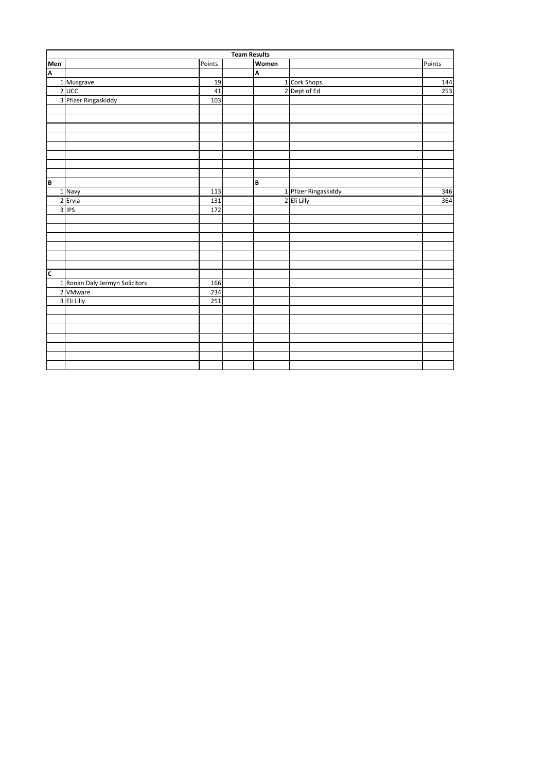| Team Results | | | | | | |
|---|---|---|---|---|---|---|
| Men | | Points | | Women | | Points |
| A | | | | A | | |
| 1 | Musgrave | 19 | | 1 | Cork Shops | 144 |
| 2 | UCC | 41 | | 2 | Dept of Ed | 253 |
| 3 | Pfizer Ringaskiddy | 103 | | | | |
| B | | | | B | | |
| 1 | Navy | 113 | | 1 | Pfizer Ringaskiddy | 346 |
| 2 | Ervia | 131 | | 2 | Eli Lilly | 364 |
| 3 | IPS | 172 | | | | |
| C | | | | | | |
| 1 | Ronan Daly Jermyn Solicitors | 166 | | | | |
| 2 | VMware | 234 | | | | |
| 3 | Eli Lilly | 251 | | | | |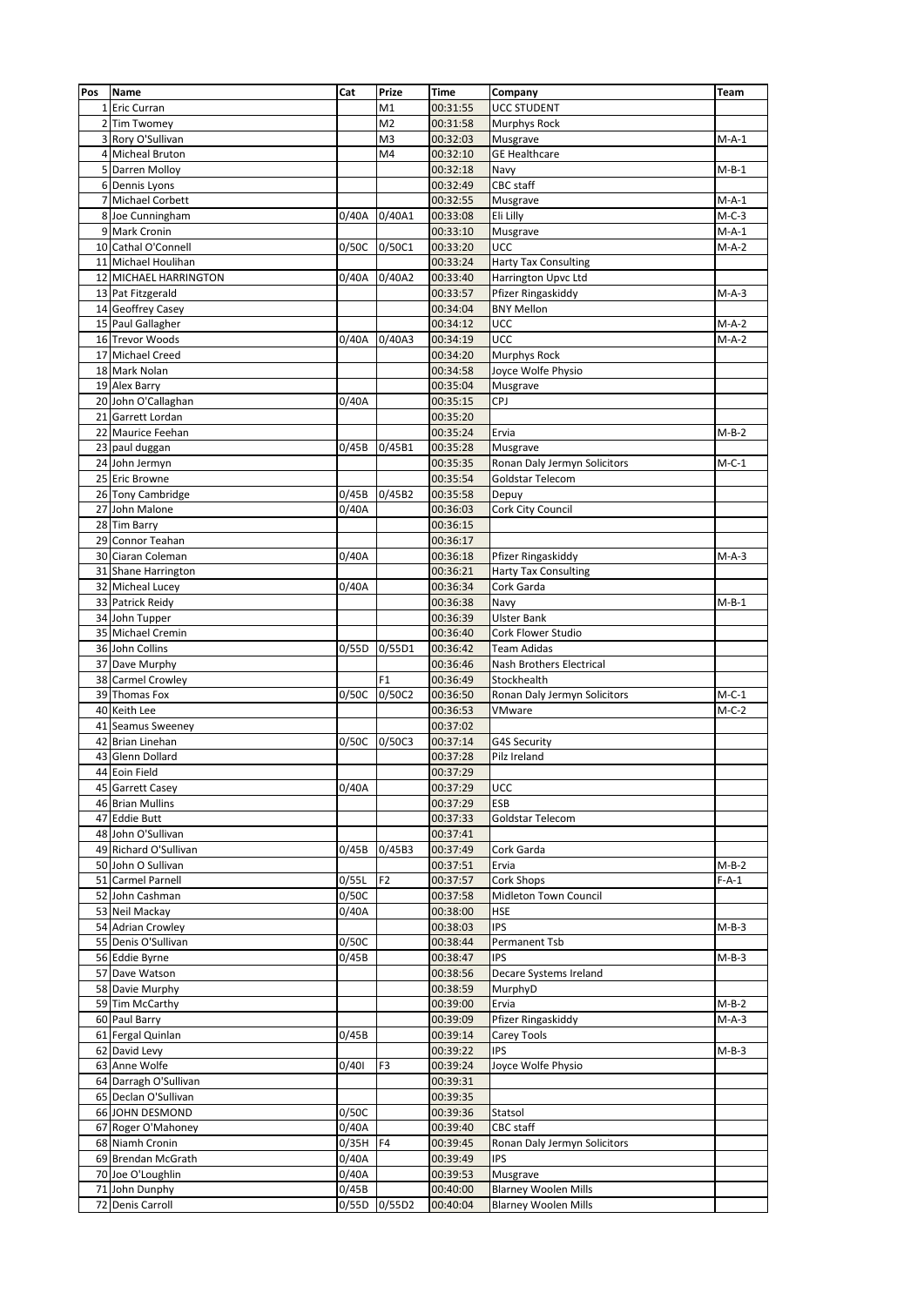| Pos | Name | Cat | Prize | Time | Company | Team |
|---|---|---|---|---|---|---|
| 1 | Eric Curran | | M1 | 00:31:55 | UCC STUDENT | |
| 2 | Tim Twomey | | M2 | 00:31:58 | Murphys Rock | |
| 3 | Rory O'Sullivan | | M3 | 00:32:03 | Musgrave | M-A-1 |
| 4 | Micheal Bruton | | M4 | 00:32:10 | GE Healthcare | |
| 5 | Darren Molloy | | | 00:32:18 | Navy | M-B-1 |
| 6 | Dennis Lyons | | | 00:32:49 | CBC staff | |
| 7 | Michael Corbett | | | 00:32:55 | Musgrave | M-A-1 |
| 8 | Joe Cunningham | 0/40A | 0/40A1 | 00:33:08 | Eli Lilly | M-C-3 |
| 9 | Mark Cronin | | | 00:33:10 | Musgrave | M-A-1 |
| 10 | Cathal O'Connell | 0/50C | 0/50C1 | 00:33:20 | UCC | M-A-2 |
| 11 | Michael Houlihan | | | 00:33:24 | Harty Tax Consulting | |
| 12 | MICHAEL HARRINGTON | 0/40A | 0/40A2 | 00:33:40 | Harrington Upvc Ltd | |
| 13 | Pat Fitzgerald | | | 00:33:57 | Pfizer Ringaskiddy | M-A-3 |
| 14 | Geoffrey Casey | | | 00:34:04 | BNY Mellon | |
| 15 | Paul Gallagher | | | 00:34:12 | UCC | M-A-2 |
| 16 | Trevor Woods | 0/40A | 0/40A3 | 00:34:19 | UCC | M-A-2 |
| 17 | Michael Creed | | | 00:34:20 | Murphys Rock | |
| 18 | Mark Nolan | | | 00:34:58 | Joyce Wolfe Physio | |
| 19 | Alex Barry | | | 00:35:04 | Musgrave | |
| 20 | John O'Callaghan | 0/40A | | 00:35:15 | CPJ | |
| 21 | Garrett Lordan | | | 00:35:20 | | |
| 22 | Maurice Feehan | | | 00:35:24 | Ervia | M-B-2 |
| 23 | paul duggan | 0/45B | 0/45B1 | 00:35:28 | Musgrave | |
| 24 | John Jermyn | | | 00:35:35 | Ronan Daly Jermyn Solicitors | M-C-1 |
| 25 | Eric Browne | | | 00:35:54 | Goldstar Telecom | |
| 26 | Tony Cambridge | 0/45B | 0/45B2 | 00:35:58 | Depuy | |
| 27 | John Malone | 0/40A | | 00:36:03 | Cork City Council | |
| 28 | Tim Barry | | | 00:36:15 | | |
| 29 | Connor Teahan | | | 00:36:17 | | |
| 30 | Ciaran Coleman | 0/40A | | 00:36:18 | Pfizer Ringaskiddy | M-A-3 |
| 31 | Shane Harrington | | | 00:36:21 | Harty Tax Consulting | |
| 32 | Micheal Lucey | 0/40A | | 00:36:34 | Cork Garda | |
| 33 | Patrick Reidy | | | 00:36:38 | Navy | M-B-1 |
| 34 | John Tupper | | | 00:36:39 | Ulster Bank | |
| 35 | Michael Cremin | | | 00:36:40 | Cork Flower Studio | |
| 36 | John Collins | 0/55D | 0/55D1 | 00:36:42 | Team Adidas | |
| 37 | Dave Murphy | | | 00:36:46 | Nash Brothers Electrical | |
| 38 | Carmel Crowley | | F1 | 00:36:49 | Stockhealth | |
| 39 | Thomas Fox | 0/50C | 0/50C2 | 00:36:50 | Ronan Daly Jermyn Solicitors | M-C-1 |
| 40 | Keith Lee | | | 00:36:53 | VMware | M-C-2 |
| 41 | Seamus Sweeney | | | 00:37:02 | | |
| 42 | Brian Linehan | 0/50C | 0/50C3 | 00:37:14 | G4S Security | |
| 43 | Glenn Dollard | | | 00:37:28 | Pilz Ireland | |
| 44 | Eoin Field | | | 00:37:29 | | |
| 45 | Garrett Casey | 0/40A | | 00:37:29 | UCC | |
| 46 | Brian Mullins | | | 00:37:29 | ESB | |
| 47 | Eddie Butt | | | 00:37:33 | Goldstar Telecom | |
| 48 | John O'Sullivan | | | 00:37:41 | | |
| 49 | Richard O'Sullivan | 0/45B | 0/45B3 | 00:37:49 | Cork Garda | |
| 50 | John O Sullivan | | | 00:37:51 | Ervia | M-B-2 |
| 51 | Carmel Parnell | 0/55L | F2 | 00:37:57 | Cork Shops | F-A-1 |
| 52 | John Cashman | 0/50C | | 00:37:58 | Midleton Town Council | |
| 53 | Neil Mackay | 0/40A | | 00:38:00 | HSE | |
| 54 | Adrian Crowley | | | 00:38:03 | IPS | M-B-3 |
| 55 | Denis O'Sullivan | 0/50C | | 00:38:44 | Permanent Tsb | |
| 56 | Eddie Byrne | 0/45B | | 00:38:47 | IPS | M-B-3 |
| 57 | Dave Watson | | | 00:38:56 | Decare Systems Ireland | |
| 58 | Davie Murphy | | | 00:38:59 | MurphyD | |
| 59 | Tim McCarthy | | | 00:39:00 | Ervia | M-B-2 |
| 60 | Paul Barry | | | 00:39:09 | Pfizer Ringaskiddy | M-A-3 |
| 61 | Fergal Quinlan | 0/45B | | 00:39:14 | Carey Tools | |
| 62 | David Levy | | | 00:39:22 | IPS | M-B-3 |
| 63 | Anne Wolfe | 0/40I | F3 | 00:39:24 | Joyce Wolfe Physio | |
| 64 | Darragh O'Sullivan | | | 00:39:31 | | |
| 65 | Declan O'Sullivan | | | 00:39:35 | | |
| 66 | JOHN DESMOND | 0/50C | | 00:39:36 | Statsol | |
| 67 | Roger O'Mahoney | 0/40A | | 00:39:40 | CBC staff | |
| 68 | Niamh Cronin | 0/35H | F4 | 00:39:45 | Ronan Daly Jermyn Solicitors | |
| 69 | Brendan McGrath | 0/40A | | 00:39:49 | IPS | |
| 70 | Joe O'Loughlin | 0/40A | | 00:39:53 | Musgrave | |
| 71 | John Dunphy | 0/45B | | 00:40:00 | Blarney Woolen Mills | |
| 72 | Denis Carroll | 0/55D | 0/55D2 | 00:40:04 | Blarney Woolen Mills | |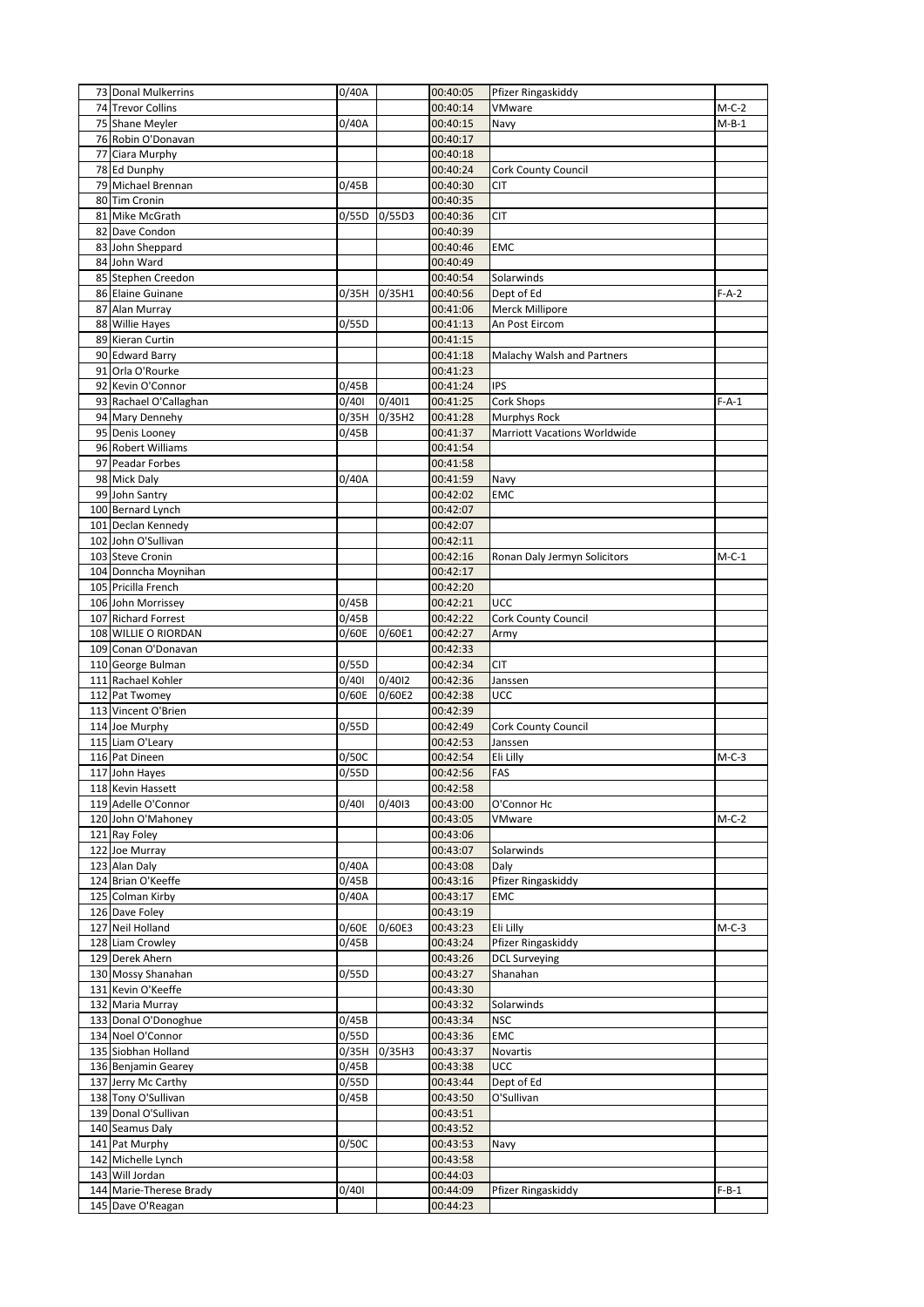| | | | | | | |
|---|---|---|---|---|---|---|
| 73 | Donal Mulkerrins | 0/40A | | 00:40:05 | Pfizer Ringaskiddy | |
| 74 | Trevor Collins | | | 00:40:14 | VMware | M-C-2 |
| 75 | Shane Meyler | 0/40A | | 00:40:15 | Navy | M-B-1 |
| 76 | Robin O'Donavan | | | 00:40:17 | | |
| 77 | Ciara Murphy | | | 00:40:18 | | |
| 78 | Ed Dunphy | | | 00:40:24 | Cork County Council | |
| 79 | Michael Brennan | 0/45B | | 00:40:30 | CIT | |
| 80 | Tim Cronin | | | 00:40:35 | | |
| 81 | Mike McGrath | 0/55D | 0/55D3 | 00:40:36 | CIT | |
| 82 | Dave Condon | | | 00:40:39 | | |
| 83 | John Sheppard | | | 00:40:46 | EMC | |
| 84 | John Ward | | | 00:40:49 | | |
| 85 | Stephen Creedon | | | 00:40:54 | Solarwinds | |
| 86 | Elaine Guinane | 0/35H | 0/35H1 | 00:40:56 | Dept of Ed | F-A-2 |
| 87 | Alan Murray | | | 00:41:06 | Merck Millipore | |
| 88 | Willie Hayes | 0/55D | | 00:41:13 | An Post Eircom | |
| 89 | Kieran Curtin | | | 00:41:15 | | |
| 90 | Edward Barry | | | 00:41:18 | Malachy Walsh and Partners | |
| 91 | Orla O'Rourke | | | 00:41:23 | | |
| 92 | Kevin O'Connor | 0/45B | | 00:41:24 | IPS | |
| 93 | Rachael O'Callaghan | 0/40I | 0/40I1 | 00:41:25 | Cork Shops | F-A-1 |
| 94 | Mary Dennehy | 0/35H | 0/35H2 | 00:41:28 | Murphys Rock | |
| 95 | Denis Looney | 0/45B | | 00:41:37 | Marriott Vacations Worldwide | |
| 96 | Robert Williams | | | 00:41:54 | | |
| 97 | Peadar Forbes | | | 00:41:58 | | |
| 98 | Mick Daly | 0/40A | | 00:41:59 | Navy | |
| 99 | John Santry | | | 00:42:02 | EMC | |
| 100 | Bernard Lynch | | | 00:42:07 | | |
| 101 | Declan Kennedy | | | 00:42:07 | | |
| 102 | John O'Sullivan | | | 00:42:11 | | |
| 103 | Steve Cronin | | | 00:42:16 | Ronan Daly Jermyn Solicitors | M-C-1 |
| 104 | Donncha Moynihan | | | 00:42:17 | | |
| 105 | Pricilla French | | | 00:42:20 | | |
| 106 | John Morrissey | 0/45B | | 00:42:21 | UCC | |
| 107 | Richard Forrest | 0/45B | | 00:42:22 | Cork County Council | |
| 108 | WILLIE O RIORDAN | 0/60E | 0/60E1 | 00:42:27 | Army | |
| 109 | Conan O'Donavan | | | 00:42:33 | | |
| 110 | George Bulman | 0/55D | | 00:42:34 | CIT | |
| 111 | Rachael Kohler | 0/40I | 0/40I2 | 00:42:36 | Janssen | |
| 112 | Pat Twomey | 0/60E | 0/60E2 | 00:42:38 | UCC | |
| 113 | Vincent O'Brien | | | 00:42:39 | | |
| 114 | Joe Murphy | 0/55D | | 00:42:49 | Cork County Council | |
| 115 | Liam O'Leary | | | 00:42:53 | Janssen | |
| 116 | Pat Dineen | 0/50C | | 00:42:54 | Eli Lilly | M-C-3 |
| 117 | John Hayes | 0/55D | | 00:42:56 | FAS | |
| 118 | Kevin Hassett | | | 00:42:58 | | |
| 119 | Adelle O'Connor | 0/40I | 0/40I3 | 00:43:00 | O'Connor Hc | |
| 120 | John O'Mahoney | | | 00:43:05 | VMware | M-C-2 |
| 121 | Ray Foley | | | 00:43:06 | | |
| 122 | Joe Murray | | | 00:43:07 | Solarwinds | |
| 123 | Alan Daly | 0/40A | | 00:43:08 | Daly | |
| 124 | Brian O'Keeffe | 0/45B | | 00:43:16 | Pfizer Ringaskiddy | |
| 125 | Colman Kirby | 0/40A | | 00:43:17 | EMC | |
| 126 | Dave Foley | | | 00:43:19 | | |
| 127 | Neil Holland | 0/60E | 0/60E3 | 00:43:23 | Eli Lilly | M-C-3 |
| 128 | Liam Crowley | 0/45B | | 00:43:24 | Pfizer Ringaskiddy | |
| 129 | Derek Ahern | | | 00:43:26 | DCL Surveying | |
| 130 | Mossy Shanahan | 0/55D | | 00:43:27 | Shanahan | |
| 131 | Kevin O'Keeffe | | | 00:43:30 | | |
| 132 | Maria Murray | | | 00:43:32 | Solarwinds | |
| 133 | Donal O'Donoghue | 0/45B | | 00:43:34 | NSC | |
| 134 | Noel O'Connor | 0/55D | | 00:43:36 | EMC | |
| 135 | Siobhan Holland | 0/35H | 0/35H3 | 00:43:37 | Novartis | |
| 136 | Benjamin Gearey | 0/45B | | 00:43:38 | UCC | |
| 137 | Jerry Mc Carthy | 0/55D | | 00:43:44 | Dept of Ed | |
| 138 | Tony O'Sullivan | 0/45B | | 00:43:50 | O'Sullivan | |
| 139 | Donal O'Sullivan | | | 00:43:51 | | |
| 140 | Seamus Daly | | | 00:43:52 | | |
| 141 | Pat Murphy | 0/50C | | 00:43:53 | Navy | |
| 142 | Michelle Lynch | | | 00:43:58 | | |
| 143 | Will Jordan | | | 00:44:03 | | |
| 144 | Marie-Therese Brady | 0/40I | | 00:44:09 | Pfizer Ringaskiddy | F-B-1 |
| 145 | Dave O'Reagan | | | 00:44:23 | | |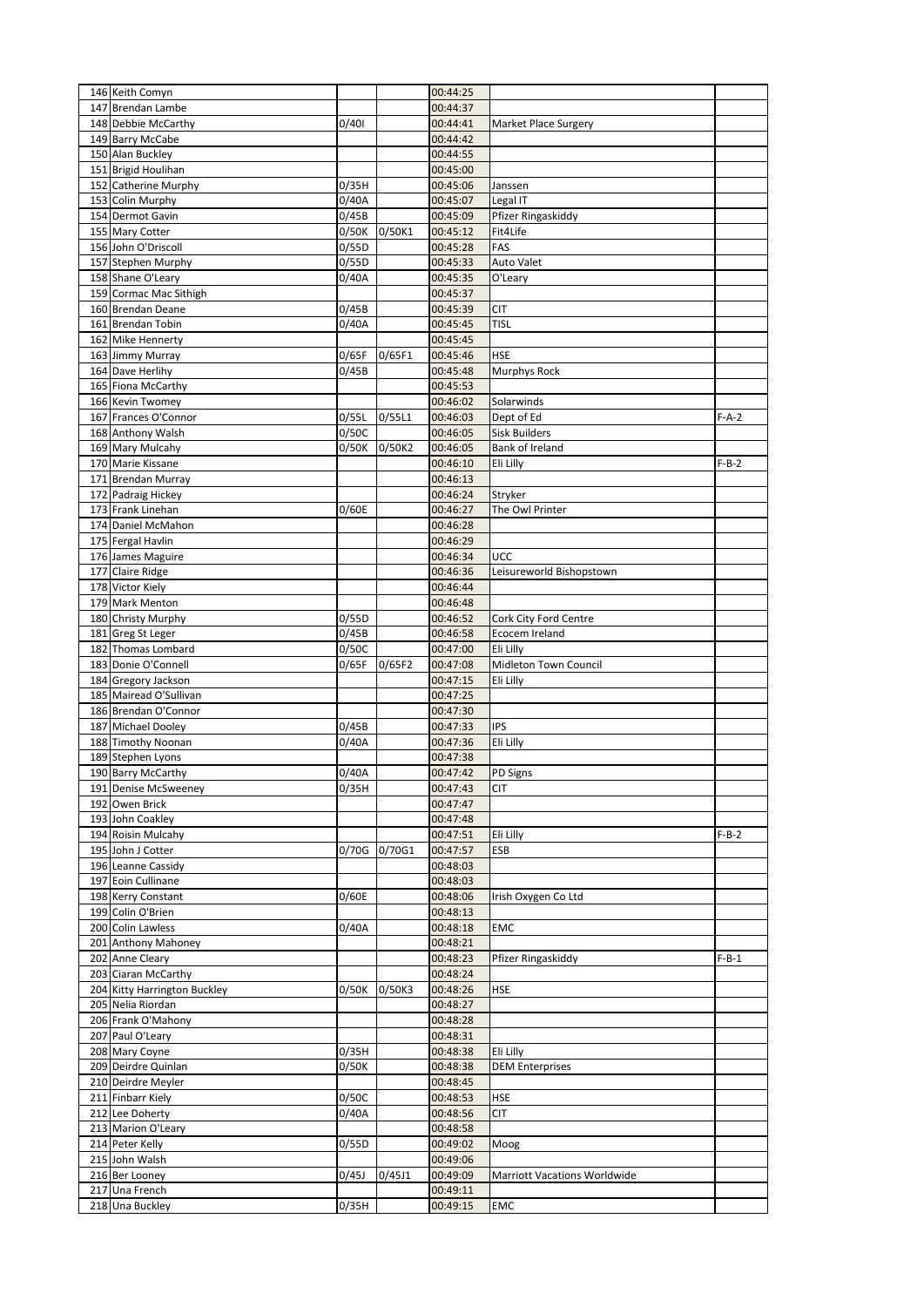| | | | | | | |
|---|---|---|---|---|---|---|
| 146 | Keith Comyn | | | 00:44:25 | | |
| 147 | Brendan Lambe | | | 00:44:37 | | |
| 148 | Debbie McCarthy | 0/40I | | 00:44:41 | Market Place Surgery | |
| 149 | Barry McCabe | | | 00:44:42 | | |
| 150 | Alan Buckley | | | 00:44:55 | | |
| 151 | Brigid Houlihan | | | 00:45:00 | | |
| 152 | Catherine Murphy | 0/35H | | 00:45:06 | Janssen | |
| 153 | Colin Murphy | 0/40A | | 00:45:07 | Legal IT | |
| 154 | Dermot Gavin | 0/45B | | 00:45:09 | Pfizer Ringaskiddy | |
| 155 | Mary Cotter | 0/50K | 0/50K1 | 00:45:12 | Fit4Life | |
| 156 | John O'Driscoll | 0/55D | | 00:45:28 | FAS | |
| 157 | Stephen Murphy | 0/55D | | 00:45:33 | Auto Valet | |
| 158 | Shane O'Leary | 0/40A | | 00:45:35 | O'Leary | |
| 159 | Cormac Mac Sithigh | | | 00:45:37 | | |
| 160 | Brendan Deane | 0/45B | | 00:45:39 | CIT | |
| 161 | Brendan Tobin | 0/40A | | 00:45:45 | TISL | |
| 162 | Mike Hennerty | | | 00:45:45 | | |
| 163 | Jimmy Murray | 0/65F | 0/65F1 | 00:45:46 | HSE | |
| 164 | Dave Herlihy | 0/45B | | 00:45:48 | Murphys Rock | |
| 165 | Fiona McCarthy | | | 00:45:53 | | |
| 166 | Kevin Twomey | | | 00:46:02 | Solarwinds | |
| 167 | Frances O'Connor | 0/55L | 0/55L1 | 00:46:03 | Dept of Ed | F-A-2 |
| 168 | Anthony Walsh | 0/50C | | 00:46:05 | Sisk Builders | |
| 169 | Mary Mulcahy | 0/50K | 0/50K2 | 00:46:05 | Bank of Ireland | |
| 170 | Marie Kissane | | | 00:46:10 | Eli Lilly | F-B-2 |
| 171 | Brendan Murray | | | 00:46:13 | | |
| 172 | Padraig Hickey | | | 00:46:24 | Stryker | |
| 173 | Frank Linehan | 0/60E | | 00:46:27 | The Owl Printer | |
| 174 | Daniel McMahon | | | 00:46:28 | | |
| 175 | Fergal Havlin | | | 00:46:29 | | |
| 176 | James Maguire | | | 00:46:34 | UCC | |
| 177 | Claire Ridge | | | 00:46:36 | Leisureworld Bishopstown | |
| 178 | Victor Kiely | | | 00:46:44 | | |
| 179 | Mark Menton | | | 00:46:48 | | |
| 180 | Christy Murphy | 0/55D | | 00:46:52 | Cork City Ford Centre | |
| 181 | Greg St Leger | 0/45B | | 00:46:58 | Ecocem Ireland | |
| 182 | Thomas Lombard | 0/50C | | 00:47:00 | Eli Lilly | |
| 183 | Donie O'Connell | 0/65F | 0/65F2 | 00:47:08 | Midleton Town Council | |
| 184 | Gregory Jackson | | | 00:47:15 | Eli Lilly | |
| 185 | Mairead O'Sullivan | | | 00:47:25 | | |
| 186 | Brendan O'Connor | | | 00:47:30 | | |
| 187 | Michael Dooley | 0/45B | | 00:47:33 | IPS | |
| 188 | Timothy Noonan | 0/40A | | 00:47:36 | Eli Lilly | |
| 189 | Stephen Lyons | | | 00:47:38 | | |
| 190 | Barry McCarthy | 0/40A | | 00:47:42 | PD Signs | |
| 191 | Denise McSweeney | 0/35H | | 00:47:43 | CIT | |
| 192 | Owen Brick | | | 00:47:47 | | |
| 193 | John Coakley | | | 00:47:48 | | |
| 194 | Roisin Mulcahy | | | 00:47:51 | Eli Lilly | F-B-2 |
| 195 | John J Cotter | 0/70G | 0/70G1 | 00:47:57 | ESB | |
| 196 | Leanne Cassidy | | | 00:48:03 | | |
| 197 | Eoin Cullinane | | | 00:48:03 | | |
| 198 | Kerry Constant | 0/60E | | 00:48:06 | Irish Oxygen Co Ltd | |
| 199 | Colin O'Brien | | | 00:48:13 | | |
| 200 | Colin Lawless | 0/40A | | 00:48:18 | EMC | |
| 201 | Anthony Mahoney | | | 00:48:21 | | |
| 202 | Anne Cleary | | | 00:48:23 | Pfizer Ringaskiddy | F-B-1 |
| 203 | Ciaran McCarthy | | | 00:48:24 | | |
| 204 | Kitty Harrington Buckley | 0/50K | 0/50K3 | 00:48:26 | HSE | |
| 205 | Nelia Riordan | | | 00:48:27 | | |
| 206 | Frank O'Mahony | | | 00:48:28 | | |
| 207 | Paul O'Leary | | | 00:48:31 | | |
| 208 | Mary Coyne | 0/35H | | 00:48:38 | Eli Lilly | |
| 209 | Deirdre Quinlan | 0/50K | | 00:48:38 | DEM Enterprises | |
| 210 | Deirdre Meyler | | | 00:48:45 | | |
| 211 | Finbarr Kiely | 0/50C | | 00:48:53 | HSE | |
| 212 | Lee Doherty | 0/40A | | 00:48:56 | CIT | |
| 213 | Marion O'Leary | | | 00:48:58 | | |
| 214 | Peter Kelly | 0/55D | | 00:49:02 | Moog | |
| 215 | John Walsh | | | 00:49:06 | | |
| 216 | Ber Looney | 0/45J | 0/45J1 | 00:49:09 | Marriott Vacations Worldwide | |
| 217 | Una French | | | 00:49:11 | | |
| 218 | Una Buckley | 0/35H | | 00:49:15 | EMC | |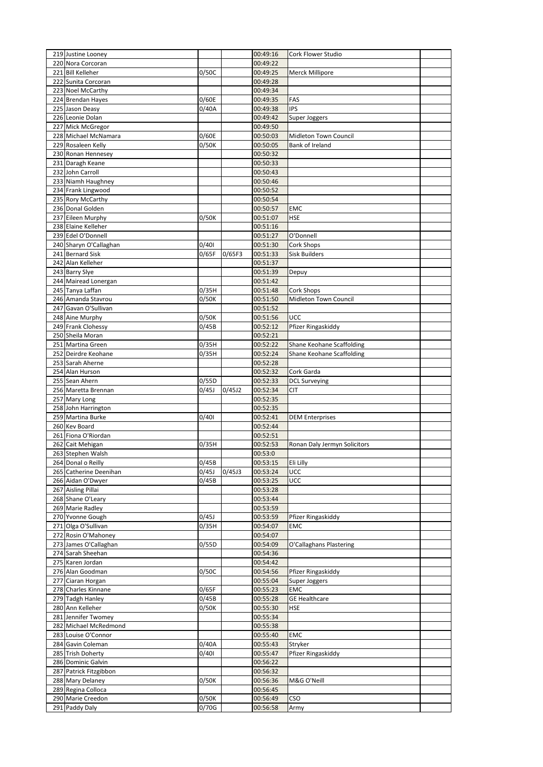| | | | | | | |
|---|---|---|---|---|---|---|
| 219 | Justine Looney | | | 00:49:16 | Cork Flower Studio | |
| 220 | Nora Corcoran | | | 00:49:22 | | |
| 221 | Bill Kelleher | 0/50C | | 00:49:25 | Merck Millipore | |
| 222 | Sunita Corcoran | | | 00:49:28 | | |
| 223 | Noel McCarthy | | | 00:49:34 | | |
| 224 | Brendan Hayes | 0/60E | | 00:49:35 | FAS | |
| 225 | Jason Deasy | 0/40A | | 00:49:38 | IPS | |
| 226 | Leonie Dolan | | | 00:49:42 | Super Joggers | |
| 227 | Mick McGregor | | | 00:49:50 | | |
| 228 | Michael McNamara | 0/60E | | 00:50:03 | Midleton Town Council | |
| 229 | Rosaleen Kelly | 0/50K | | 00:50:05 | Bank of Ireland | |
| 230 | Ronan Hennesey | | | 00:50:32 | | |
| 231 | Daragh Keane | | | 00:50:33 | | |
| 232 | John Carroll | | | 00:50:43 | | |
| 233 | Niamh Haughney | | | 00:50:46 | | |
| 234 | Frank Lingwood | | | 00:50:52 | | |
| 235 | Rory McCarthy | | | 00:50:54 | | |
| 236 | Donal Golden | | | 00:50:57 | EMC | |
| 237 | Eileen Murphy | 0/50K | | 00:51:07 | HSE | |
| 238 | Elaine Kelleher | | | 00:51:16 | | |
| 239 | Edel O'Donnell | | | 00:51:27 | O'Donnell | |
| 240 | Sharyn O'Callaghan | 0/40I | | 00:51:30 | Cork Shops | |
| 241 | Bernard Sisk | 0/65F | 0/65F3 | 00:51:33 | Sisk Builders | |
| 242 | Alan Kelleher | | | 00:51:37 | | |
| 243 | Barry Slye | | | 00:51:39 | Depuy | |
| 244 | Mairead Lonergan | | | 00:51:42 | | |
| 245 | Tanya Laffan | 0/35H | | 00:51:48 | Cork Shops | |
| 246 | Amanda Stavrou | 0/50K | | 00:51:50 | Midleton Town Council | |
| 247 | Gavan O'Sullivan | | | 00:51:52 | | |
| 248 | Aine Murphy | 0/50K | | 00:51:56 | UCC | |
| 249 | Frank Clohessy | 0/45B | | 00:52:12 | Pfizer Ringaskiddy | |
| 250 | Sheila Moran | | | 00:52:21 | | |
| 251 | Martina Green | 0/35H | | 00:52:22 | Shane Keohane Scaffolding | |
| 252 | Deirdre Keohane | 0/35H | | 00:52:24 | Shane Keohane Scaffolding | |
| 253 | Sarah Aherne | | | 00:52:28 | | |
| 254 | Alan Hurson | | | 00:52:32 | Cork Garda | |
| 255 | Sean Ahern | 0/55D | | 00:52:33 | DCL Surveying | |
| 256 | Maretta Brennan | 0/45J | 0/45J2 | 00:52:34 | CIT | |
| 257 | Mary Long | | | 00:52:35 | | |
| 258 | John Harrington | | | 00:52:35 | | |
| 259 | Martina Burke | 0/40I | | 00:52:41 | DEM Enterprises | |
| 260 | Kev Board | | | 00:52:44 | | |
| 261 | Fiona O'Riordan | | | 00:52:51 | | |
| 262 | Cait Mehigan | 0/35H | | 00:52:53 | Ronan Daly Jermyn Solicitors | |
| 263 | Stephen Walsh | | | 00:53:0 | | |
| 264 | Donal o Reilly | 0/45B | | 00:53:15 | Eli Lilly | |
| 265 | Catherine Deenihan | 0/45J | 0/45J3 | 00:53:24 | UCC | |
| 266 | Aidan O'Dwyer | 0/45B | | 00:53:25 | UCC | |
| 267 | Aisling Pillai | | | 00:53:28 | | |
| 268 | Shane O'Leary | | | 00:53:44 | | |
| 269 | Marie Radley | | | 00:53:59 | | |
| 270 | Yvonne Gough | 0/45J | | 00:53:59 | Pfizer Ringaskiddy | |
| 271 | Olga O'Sullivan | 0/35H | | 00:54:07 | EMC | |
| 272 | Rosin O'Mahoney | | | 00:54:07 | | |
| 273 | James O'Callaghan | 0/55D | | 00:54:09 | O'Callaghans Plastering | |
| 274 | Sarah Sheehan | | | 00:54:36 | | |
| 275 | Karen Jordan | | | 00:54:42 | | |
| 276 | Alan Goodman | 0/50C | | 00:54:56 | Pfizer Ringaskiddy | |
| 277 | Ciaran Horgan | | | 00:55:04 | Super Joggers | |
| 278 | Charles Kinnane | 0/65F | | 00:55:23 | EMC | |
| 279 | Tadgh Hanley | 0/45B | | 00:55:28 | GE Healthcare | |
| 280 | Ann Kelleher | 0/50K | | 00:55:30 | HSE | |
| 281 | Jennifer Twomey | | | 00:55:34 | | |
| 282 | Michael McRedmond | | | 00:55:38 | | |
| 283 | Louise O'Connor | | | 00:55:40 | EMC | |
| 284 | Gavin Coleman | 0/40A | | 00:55:43 | Stryker | |
| 285 | Trish Doherty | 0/40I | | 00:55:47 | Pfizer Ringaskiddy | |
| 286 | Dominic Galvin | | | 00:56:22 | | |
| 287 | Patrick Fitzgibbon | | | 00:56:32 | | |
| 288 | Mary Delaney | 0/50K | | 00:56:36 | M&G O'Neill | |
| 289 | Regina Colloca | | | 00:56:45 | | |
| 290 | Marie Creedon | 0/50K | | 00:56:49 | CSO | |
| 291 | Paddy Daly | 0/70G | | 00:56:58 | Army | |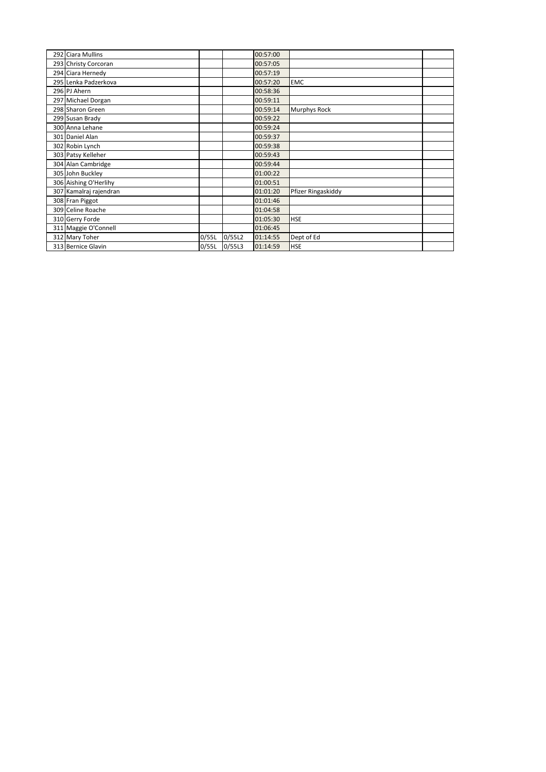| | | | | | | |
|---|---|---|---|---|---|---|
| 292 | Ciara Mullins | | | 00:57:00 | | |
| 293 | Christy Corcoran | | | 00:57:05 | | |
| 294 | Ciara Hernedy | | | 00:57:19 | | |
| 295 | Lenka Padzerkova | | | 00:57:20 | EMC | |
| 296 | PJ Ahern | | | 00:58:36 | | |
| 297 | Michael Dorgan | | | 00:59:11 | | |
| 298 | Sharon Green | | | 00:59:14 | Murphys Rock | |
| 299 | Susan Brady | | | 00:59:22 | | |
| 300 | Anna Lehane | | | 00:59:24 | | |
| 301 | Daniel Alan | | | 00:59:37 | | |
| 302 | Robin Lynch | | | 00:59:38 | | |
| 303 | Patsy Kelleher | | | 00:59:43 | | |
| 304 | Alan Cambridge | | | 00:59:44 | | |
| 305 | John Buckley | | | 01:00:22 | | |
| 306 | Aishing O'Herlihy | | | 01:00:51 | | |
| 307 | Kamalraj rajendran | | | 01:01:20 | Pfizer Ringaskiddy | |
| 308 | Fran Piggot | | | 01:01:46 | | |
| 309 | Celine Roache | | | 01:04:58 | | |
| 310 | Gerry Forde | | | 01:05:30 | HSE | |
| 311 | Maggie O'Connell | | | 01:06:45 | | |
| 312 | Mary Toher | 0/55L | 0/55L2 | 01:14:55 | Dept of Ed | |
| 313 | Bernice Glavin | 0/55L | 0/55L3 | 01:14:59 | HSE | |